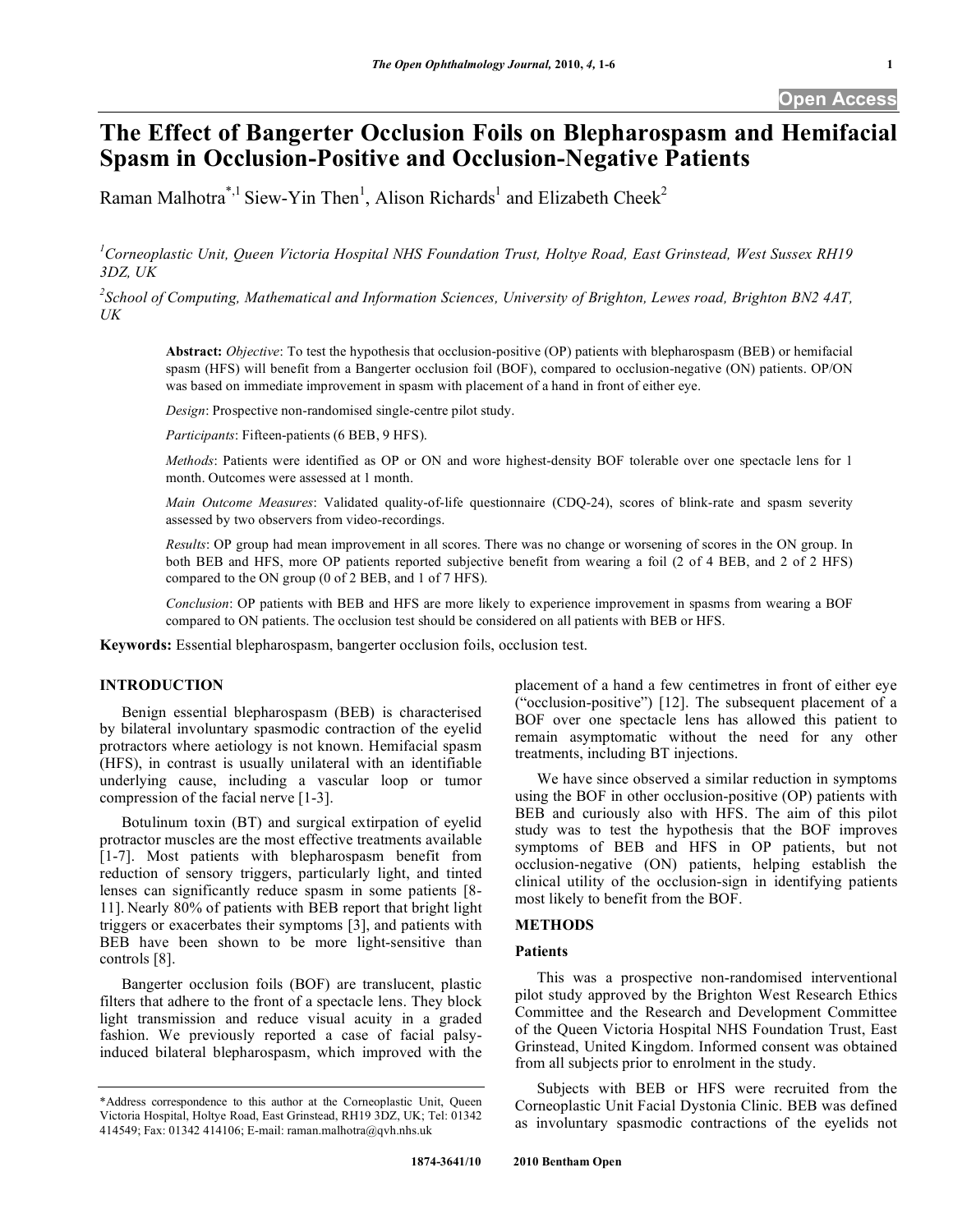Open Access

# The Effect of Bangerter Occlusion Foils on Blepharospasm and Hemifacial Spasm in Occlusion-Positive and Occlusion-Negative Patients

Raman Malhotra*[,1] Siew-Yin Then[1], Alison Richards[1] and Elizabeth Cheek[2]

[1]Corneoplastic Unit, Queen Victoria Hospital NHS Foundation Trust, Holtye Road, East Grinstead, West Sussex RH19 3DZ, UK

[2]School of Computing, Mathematical and Information Sciences, University of Brighton, Lewes road, Brighton BN2 4AT, UK

**Abstract:** *Objective*: To test the hypothesis that occlusion-positive (OP) patients with blepharospasm (BEB) or hemifacial spasm (HFS) will benefit from a Bangerter occlusion foil (BOF), compared to occlusion-negative (ON) patients. OP/ON was based on immediate improvement in spasm with placement of a hand in front of either eye.

*Design*: Prospective non-randomised single-centre pilot study.

*Participants*: Fifteen-patients (6 BEB, 9 HFS).

*Methods*: Patients were identified as OP or ON and wore highest-density BOF tolerable over one spectacle lens for 1 month. Outcomes were assessed at 1 month.

*Main Outcome Measures*: Validated quality-of-life questionnaire (CDQ-24), scores of blink-rate and spasm severity assessed by two observers from video-recordings.

*Results*: OP group had mean improvement in all scores. There was no change or worsening of scores in the ON group. In both BEB and HFS, more OP patients reported subjective benefit from wearing a foil (2 of 4 BEB, and 2 of 2 HFS) compared to the ON group (0 of 2 BEB, and 1 of 7 HFS).

*Conclusion*: OP patients with BEB and HFS are more likely to experience improvement in spasms from wearing a BOF compared to ON patients. The occlusion test should be considered on all patients with BEB or HFS.

**Keywords:** Essential blepharospasm, bangerter occlusion foils, occlusion test.

## INTRODUCTION

Benign essential blepharospasm (BEB) is characterised by bilateral involuntary spasmodic contraction of the eyelid protractors where aetiology is not known. Hemifacial spasm (HFS), in contrast is usually unilateral with an identifiable underlying cause, including a vascular loop or tumor compression of the facial nerve [1-3].

Botulinum toxin (BT) and surgical extirpation of eyelid protractor muscles are the most effective treatments available [1-7]. Most patients with blepharospasm benefit from reduction of sensory triggers, particularly light, and tinted lenses can significantly reduce spasm in some patients [8-11]. Nearly 80% of patients with BEB report that bright light triggers or exacerbates their symptoms [3], and patients with BEB have been shown to be more light-sensitive than controls [8].

Bangerter occlusion foils (BOF) are translucent, plastic filters that adhere to the front of a spectacle lens. They block light transmission and reduce visual acuity in a graded fashion. We previously reported a case of facial palsy-induced bilateral blepharospasm, which improved with the placement of a hand a few centimetres in front of either eye ("occlusion-positive") [12]. The subsequent placement of a BOF over one spectacle lens has allowed this patient to remain asymptomatic without the need for any other treatments, including BT injections.

We have since observed a similar reduction in symptoms using the BOF in other occlusion-positive (OP) patients with BEB and curiously also with HFS. The aim of this pilot study was to test the hypothesis that the BOF improves symptoms of BEB and HFS in OP patients, but not occlusion-negative (ON) patients, helping establish the clinical utility of the occlusion-sign in identifying patients most likely to benefit from the BOF.

## METHODS

### Patients

This was a prospective non-randomised interventional pilot study approved by the Brighton West Research Ethics Committee and the Research and Development Committee of the Queen Victoria Hospital NHS Foundation Trust, East Grinstead, United Kingdom. Informed consent was obtained from all subjects prior to enrolment in the study.

Subjects with BEB or HFS were recruited from the Corneoplastic Unit Facial Dystonia Clinic. BEB was defined as involuntary spasmodic contractions of the eyelids not

*Address correspondence to this author at the Corneoplastic Unit, Queen Victoria Hospital, Holtye Road, East Grinstead, RH19 3DZ, UK; Tel: 01342 414549; Fax: 01342 414106; E-mail: raman.malhotra@qvh.nhs.uk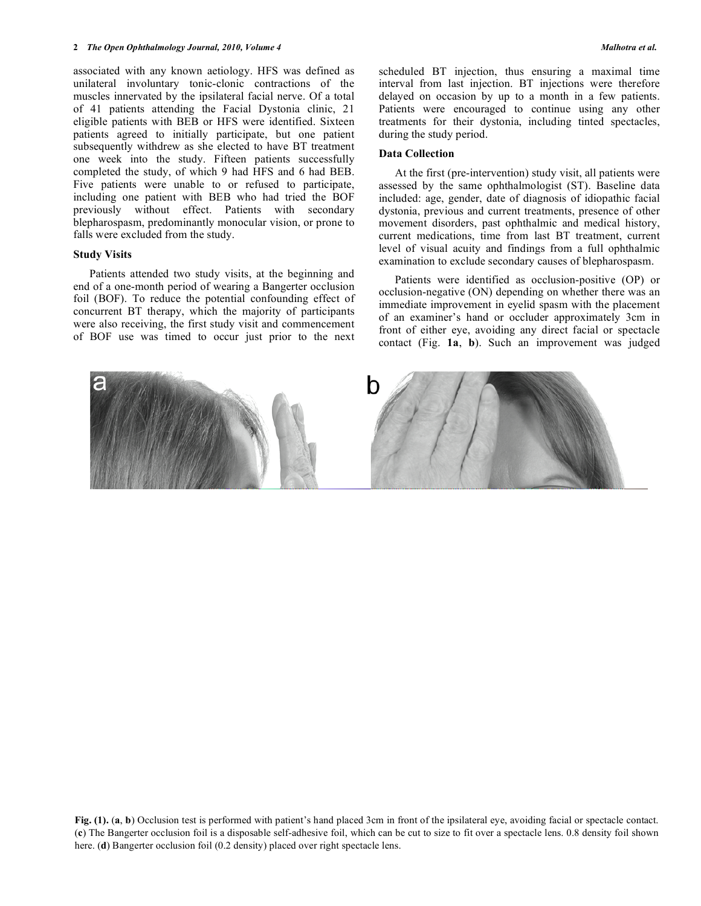associated with any known aetiology. HFS was defined as unilateral involuntary tonic-clonic contractions of the muscles innervated by the ipsilateral facial nerve. Of a total of 41 patients attending the Facial Dystonia clinic, 21 eligible patients with BEB or HFS were identified. Sixteen patients agreed to initially participate, but one patient subsequently withdrew as she elected to have BT treatment one week into the study. Fifteen patients successfully completed the study, of which 9 had HFS and 6 had BEB. Five patients were unable to or refused to participate, including one patient with BEB who had tried the BOF previously without effect. Patients with secondary blepharospasm, predominantly monocular vision, or prone to falls were excluded from the study.

### Study Visits

Patients attended two study visits, at the beginning and end of a one-month period of wearing a Bangerter occlusion foil (BOF). To reduce the potential confounding effect of concurrent BT therapy, which the majority of participants were also receiving, the first study visit and commencement of BOF use was timed to occur just prior to the next scheduled BT injection, thus ensuring a maximal time interval from last injection. BT injections were therefore delayed on occasion by up to a month in a few patients. Patients were encouraged to continue using any other treatments for their dystonia, including tinted spectacles, during the study period.

### Data Collection

At the first (pre-intervention) study visit, all patients were assessed by the same ophthalmologist (ST). Baseline data included: age, gender, date of diagnosis of idiopathic facial dystonia, previous and current treatments, presence of other movement disorders, past ophthalmic and medical history, current medications, time from last BT treatment, current level of visual acuity and findings from a full ophthalmic examination to exclude secondary causes of blepharospasm.

Patients were identified as occlusion-positive (OP) or occlusion-negative (ON) depending on whether there was an immediate improvement in eyelid spasm with the placement of an examiner's hand or occluder approximately 3cm in front of either eye, avoiding any direct facial or spectacle contact (Fig. **1a**, **b**). Such an improvement was judged

**Fig. (1).** (**a**, **b**) Occlusion test is performed with patient's hand placed 3cm in front of the ipsilateral eye, avoiding facial or spectacle contact. (**c**) The Bangerter occlusion foil is a disposable self-adhesive foil, which can be cut to size to fit over a spectacle lens. 0.8 density foil shown here. (**d**) Bangerter occlusion foil (0.2 density) placed over right spectacle lens.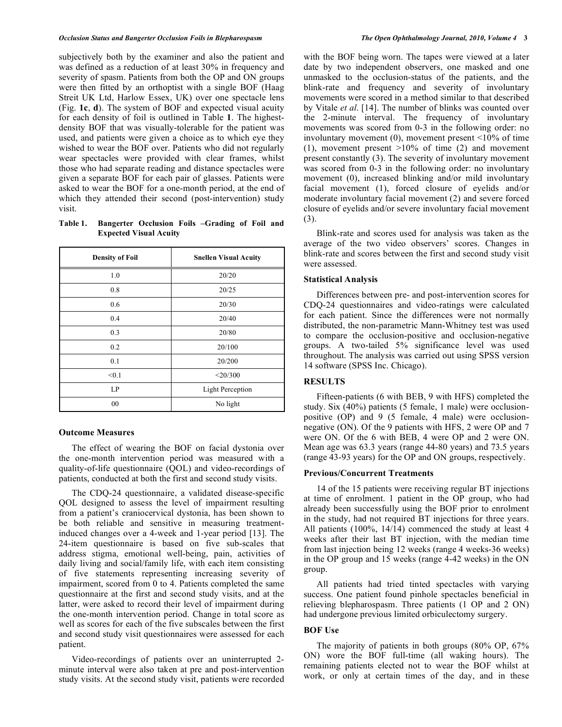subjectively both by the examiner and also the patient and was defined as a reduction of at least 30% in frequency and severity of spasm. Patients from both the OP and ON groups were then fitted by an orthoptist with a single BOF (Haag Streit UK Ltd, Harlow Essex, UK) over one spectacle lens (Fig. **1c**, **d**). The system of BOF and expected visual acuity for each density of foil is outlined in Table **1**. The highest-density BOF that was visually-tolerable for the patient was used, and patients were given a choice as to which eye they wished to wear the BOF over. Patients who did not regularly wear spectacles were provided with clear frames, whilst those who had separate reading and distance spectacles were given a separate BOF for each pair of glasses. Patients were asked to wear the BOF for a one-month period, at the end of which they attended their second (post-intervention) study visit.

**Table 1. Bangerter Occlusion Foils –Grading of Foil and Expected Visual Acuity**

| Density of Foil | Snellen Visual Acuity |
|---|---|
| 1.0 | 20/20 |
| 0.8 | 20/25 |
| 0.6 | 20/30 |
| 0.4 | 20/40 |
| 0.3 | 20/80 |
| 0.2 | 20/100 |
| 0.1 | 20/200 |
| <0.1 | <20/300 |
| LP | Light Perception |
| 00 | No light |

## Outcome Measures

The effect of wearing the BOF on facial dystonia over the one-month intervention period was measured with a quality-of-life questionnaire (QOL) and video-recordings of patients, conducted at both the first and second study visits.

The CDQ-24 questionnaire, a validated disease-specific QOL designed to assess the level of impairment resulting from a patient's craniocervical dystonia, has been shown to be both reliable and sensitive in measuring treatment-induced changes over a 4-week and 1-year period [13]. The 24-item questionnaire is based on five sub-scales that address stigma, emotional well-being, pain, activities of daily living and social/family life, with each item consisting of five statements representing increasing severity of impairment, scored from 0 to 4. Patients completed the same questionnaire at the first and second study visits, and at the latter, were asked to record their level of impairment during the one-month intervention period. Change in total score as well as scores for each of the five subscales between the first and second study visit questionnaires were assessed for each patient.

Video-recordings of patients over an uninterrupted 2-minute interval were also taken at pre and post-intervention study visits. At the second study visit, patients were recorded with the BOF being worn. The tapes were viewed at a later date by two independent observers, one masked and one unmasked to the occlusion-status of the patients, and the blink-rate and frequency and severity of involuntary movements were scored in a method similar to that described by Vitale *et al*. [14]. The number of blinks was counted over the 2-minute interval. The frequency of involuntary movements was scored from 0-3 in the following order: no involuntary movement (0), movement present <10% of time (1), movement present >10% of time (2) and movement present constantly (3). The severity of involuntary movement was scored from 0-3 in the following order: no involuntary movement (0), increased blinking and/or mild involuntary facial movement (1), forced closure of eyelids and/or moderate involuntary facial movement (2) and severe forced closure of eyelids and/or severe involuntary facial movement (3).

Blink-rate and scores used for analysis was taken as the average of the two video observers' scores. Changes in blink-rate and scores between the first and second study visit were assessed.

## Statistical Analysis

Differences between pre- and post-intervention scores for CDQ-24 questionnaires and video-ratings were calculated for each patient. Since the differences were not normally distributed, the non-parametric Mann-Whitney test was used to compare the occlusion-positive and occlusion-negative groups. A two-tailed 5% significance level was used throughout. The analysis was carried out using SPSS version 14 software (SPSS Inc. Chicago).

## RESULTS

Fifteen-patients (6 with BEB, 9 with HFS) completed the study. Six (40%) patients (5 female, 1 male) were occlusion-positive (OP) and 9 (5 female, 4 male) were occlusion-negative (ON). Of the 9 patients with HFS, 2 were OP and 7 were ON. Of the 6 with BEB, 4 were OP and 2 were ON. Mean age was 63.3 years (range 44-80 years) and 73.5 years (range 43-93 years) for the OP and ON groups, respectively.

## Previous/Concurrent Treatments

14 of the 15 patients were receiving regular BT injections at time of enrolment. 1 patient in the OP group, who had already been successfully using the BOF prior to enrolment in the study, had not required BT injections for three years. All patients (100%, 14/14) commenced the study at least 4 weeks after their last BT injection, with the median time from last injection being 12 weeks (range 4 weeks-36 weeks) in the OP group and 15 weeks (range 4-42 weeks) in the ON group.

All patients had tried tinted spectacles with varying success. One patient found pinhole spectacles beneficial in relieving blepharospasm. Three patients (1 OP and 2 ON) had undergone previous limited orbiculectomy surgery.

## BOF Use

The majority of patients in both groups (80% OP, 67% ON) wore the BOF full-time (all waking hours). The remaining patients elected not to wear the BOF whilst at work, or only at certain times of the day, and in these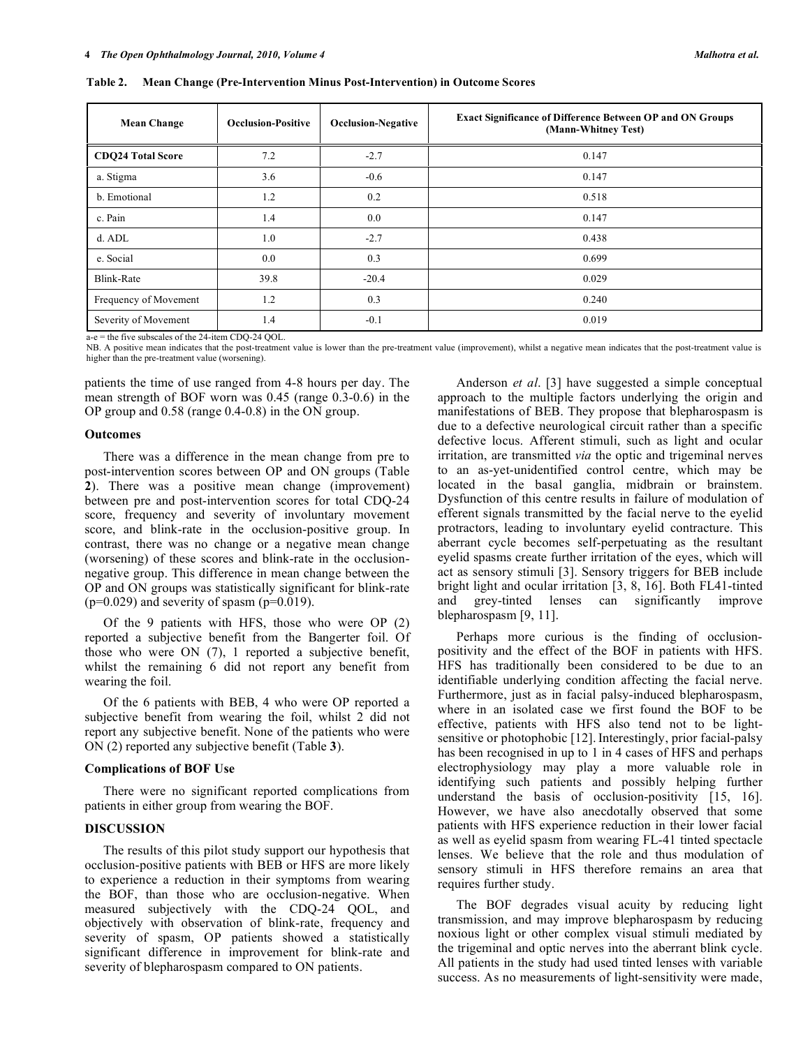**Table 2. Mean Change (Pre-Intervention Minus Post-Intervention) in Outcome Scores**

| Mean Change | Occlusion-Positive | Occlusion-Negative | Exact Significance of Difference Between OP and ON Groups (Mann-Whitney Test) |
|---|---|---|---|
| **CDQ24 Total Score** | 7.2 | -2.7 | 0.147 |
| a. Stigma | 3.6 | -0.6 | 0.147 |
| b. Emotional | 1.2 | 0.2 | 0.518 |
| c. Pain | 1.4 | 0.0 | 0.147 |
| d. ADL | 1.0 | -2.7 | 0.438 |
| e. Social | 0.0 | 0.3 | 0.699 |
| Blink-Rate | 39.8 | -20.4 | 0.029 |
| Frequency of Movement | 1.2 | 0.3 | 0.240 |
| Severity of Movement | 1.4 | -0.1 | 0.019 |

a-e = the five subscales of the 24-item CDQ-24 QOL.
NB. A positive mean indicates that the post-treatment value is lower than the pre-treatment value (improvement), whilst a negative mean indicates that the post-treatment value is higher than the pre-treatment value (worsening).

patients the time of use ranged from 4-8 hours per day. The mean strength of BOF worn was 0.45 (range 0.3-0.6) in the OP group and 0.58 (range 0.4-0.8) in the ON group.

### Outcomes

There was a difference in the mean change from pre to post-intervention scores between OP and ON groups (Table **2**). There was a positive mean change (improvement) between pre and post-intervention scores for total CDQ-24 score, frequency and severity of involuntary movement score, and blink-rate in the occlusion-positive group. In contrast, there was no change or a negative mean change (worsening) of these scores and blink-rate in the occlusion-negative group. This difference in mean change between the OP and ON groups was statistically significant for blink-rate ($p=0.029$) and severity of spasm ($p=0.019$).

Of the 9 patients with HFS, those who were OP (2) reported a subjective benefit from the Bangerter foil. Of those who were ON (7), 1 reported a subjective benefit, whilst the remaining 6 did not report any benefit from wearing the foil.

Of the 6 patients with BEB, 4 who were OP reported a subjective benefit from wearing the foil, whilst 2 did not report any subjective benefit. None of the patients who were ON (2) reported any subjective benefit (Table **3**).

### Complications of BOF Use

There were no significant reported complications from patients in either group from wearing the BOF.

## DISCUSSION

The results of this pilot study support our hypothesis that occlusion-positive patients with BEB or HFS are more likely to experience a reduction in their symptoms from wearing the BOF, than those who are occlusion-negative. When measured subjectively with the CDQ-24 QOL, and objectively with observation of blink-rate, frequency and severity of spasm, OP patients showed a statistically significant difference in improvement for blink-rate and severity of blepharospasm compared to ON patients.

Anderson *et al*. [3] have suggested a simple conceptual approach to the multiple factors underlying the origin and manifestations of BEB. They propose that blepharospasm is due to a defective neurological circuit rather than a specific defective locus. Afferent stimuli, such as light and ocular irritation, are transmitted *via* the optic and trigeminal nerves to an as-yet-unidentified control centre, which may be located in the basal ganglia, midbrain or brainstem. Dysfunction of this centre results in failure of modulation of efferent signals transmitted by the facial nerve to the eyelid protractors, leading to involuntary eyelid contracture. This aberrant cycle becomes self-perpetuating as the resultant eyelid spasms create further irritation of the eyes, which will act as sensory stimuli [3]. Sensory triggers for BEB include bright light and ocular irritation [3, 8, 16]. Both FL41-tinted and grey-tinted lenses can significantly improve blepharospasm [9, 11].

Perhaps more curious is the finding of occlusion-positivity and the effect of the BOF in patients with HFS. HFS has traditionally been considered to be due to an identifiable underlying condition affecting the facial nerve. Furthermore, just as in facial palsy-induced blepharospasm, where in an isolated case we first found the BOF to be effective, patients with HFS also tend not to be light-sensitive or photophobic [12]. Interestingly, prior facial-palsy has been recognised in up to 1 in 4 cases of HFS and perhaps electrophysiology may play a more valuable role in identifying such patients and possibly helping further understand the basis of occlusion-positivity [15, 16]. However, we have also anecdotally observed that some patients with HFS experience reduction in their lower facial as well as eyelid spasm from wearing FL-41 tinted spectacle lenses. We believe that the role and thus modulation of sensory stimuli in HFS therefore remains an area that requires further study.

The BOF degrades visual acuity by reducing light transmission, and may improve blepharospasm by reducing noxious light or other complex visual stimuli mediated by the trigeminal and optic nerves into the aberrant blink cycle. All patients in the study had used tinted lenses with variable success. As no measurements of light-sensitivity were made,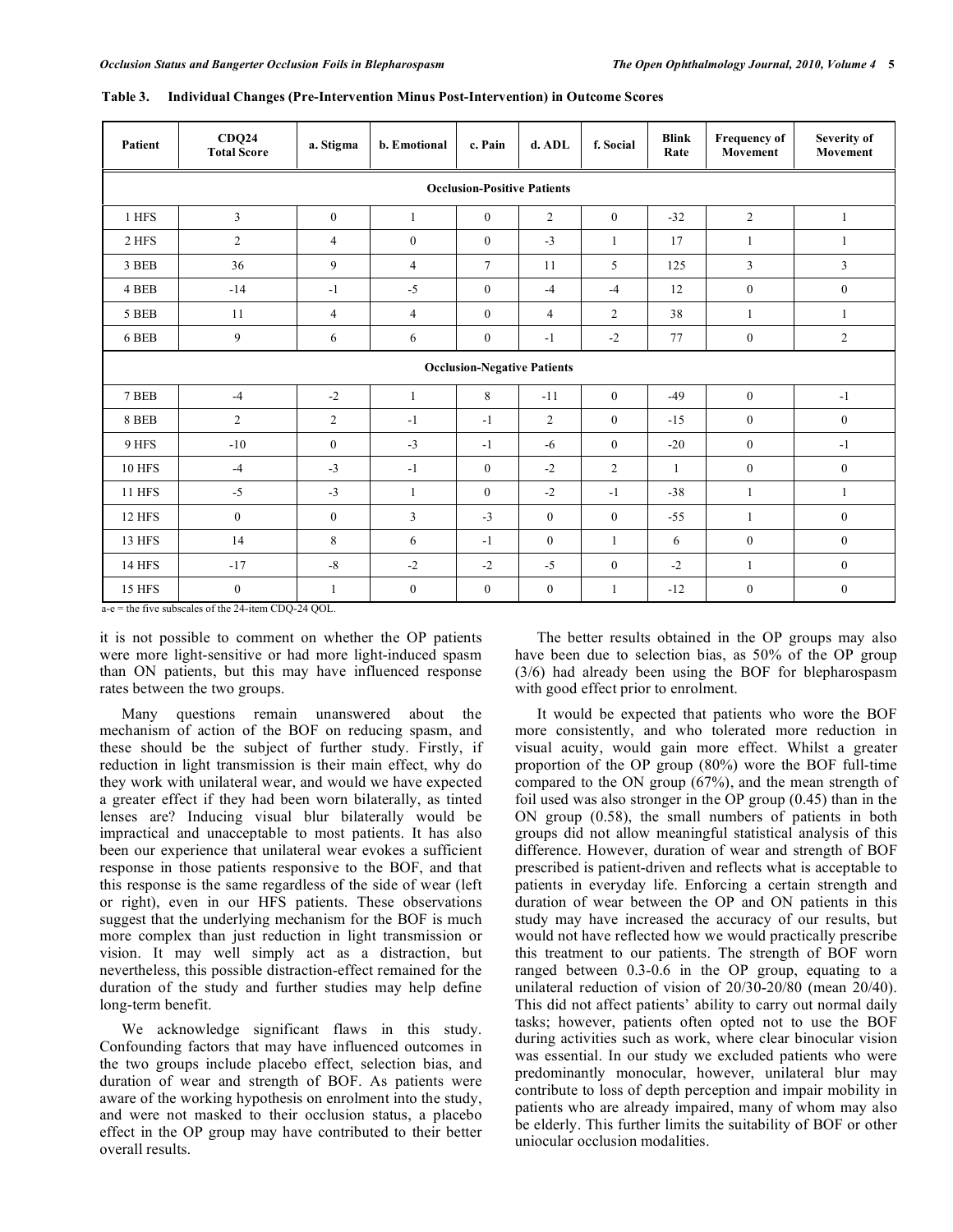**Table 3. Individual Changes (Pre-Intervention Minus Post-Intervention) in Outcome Scores**

| Patient | CDQ24 Total Score | a. Stigma | b. Emotional | c. Pain | d. ADL | f. Social | Blink Rate | Frequency of Movement | Severity of Movement |
|---|---|---|---|---|---|---|---|---|---|
| **Occlusion-Positive Patients** | | | | | | | | | |
| 1 HFS | 3 | 0 | 1 | 0 | 2 | 0 | -32 | 2 | 1 |
| 2 HFS | 2 | 4 | 0 | 0 | -3 | 1 | 17 | 1 | 1 |
| 3 BEB | 36 | 9 | 4 | 7 | 11 | 5 | 125 | 3 | 3 |
| 4 BEB | -14 | -1 | -5 | 0 | -4 | -4 | 12 | 0 | 0 |
| 5 BEB | 11 | 4 | 4 | 0 | 4 | 2 | 38 | 1 | 1 |
| 6 BEB | 9 | 6 | 6 | 0 | -1 | -2 | 77 | 0 | 2 |
| **Occlusion-Negative Patients** | | | | | | | | | |
| 7 BEB | -4 | -2 | 1 | 8 | -11 | 0 | -49 | 0 | -1 |
| 8 BEB | 2 | 2 | -1 | -1 | 2 | 0 | -15 | 0 | 0 |
| 9 HFS | -10 | 0 | -3 | -1 | -6 | 0 | -20 | 0 | -1 |
| 10 HFS | -4 | -3 | -1 | 0 | -2 | 2 | 1 | 0 | 0 |
| 11 HFS | -5 | -3 | 1 | 0 | -2 | -1 | -38 | 1 | 1 |
| 12 HFS | 0 | 0 | 3 | -3 | 0 | 0 | -55 | 1 | 0 |
| 13 HFS | 14 | 8 | 6 | -1 | 0 | 1 | 6 | 0 | 0 |
| 14 HFS | -17 | -8 | -2 | -2 | -5 | 0 | -2 | 1 | 0 |
| 15 HFS | 0 | 1 | 0 | 0 | 0 | 1 | -12 | 0 | 0 |

a-e = the five subscales of the 24-item CDQ-24 QOL.

it is not possible to comment on whether the OP patients were more light-sensitive or had more light-induced spasm than ON patients, but this may have influenced response rates between the two groups.

Many questions remain unanswered about the mechanism of action of the BOF on reducing spasm, and these should be the subject of further study. Firstly, if reduction in light transmission is their main effect, why do they work with unilateral wear, and would we have expected a greater effect if they had been worn bilaterally, as tinted lenses are? Inducing visual blur bilaterally would be impractical and unacceptable to most patients. It has also been our experience that unilateral wear evokes a sufficient response in those patients responsive to the BOF, and that this response is the same regardless of the side of wear (left or right), even in our HFS patients. These observations suggest that the underlying mechanism for the BOF is much more complex than just reduction in light transmission or vision. It may well simply act as a distraction, but nevertheless, this possible distraction-effect remained for the duration of the study and further studies may help define long-term benefit.

We acknowledge significant flaws in this study. Confounding factors that may have influenced outcomes in the two groups include placebo effect, selection bias, and duration of wear and strength of BOF. As patients were aware of the working hypothesis on enrolment into the study, and were not masked to their occlusion status, a placebo effect in the OP group may have contributed to their better overall results.

The better results obtained in the OP groups may also have been due to selection bias, as 50% of the OP group (3/6) had already been using the BOF for blepharospasm with good effect prior to enrolment.

It would be expected that patients who wore the BOF more consistently, and who tolerated more reduction in visual acuity, would gain more effect. Whilst a greater proportion of the OP group (80%) wore the BOF full-time compared to the ON group (67%), and the mean strength of foil used was also stronger in the OP group (0.45) than in the ON group (0.58), the small numbers of patients in both groups did not allow meaningful statistical analysis of this difference. However, duration of wear and strength of BOF prescribed is patient-driven and reflects what is acceptable to patients in everyday life. Enforcing a certain strength and duration of wear between the OP and ON patients in this study may have increased the accuracy of our results, but would not have reflected how we would practically prescribe this treatment to our patients. The strength of BOF worn ranged between 0.3-0.6 in the OP group, equating to a unilateral reduction of vision of 20/30-20/80 (mean 20/40). This did not affect patients' ability to carry out normal daily tasks; however, patients often opted not to use the BOF during activities such as work, where clear binocular vision was essential. In our study we excluded patients who were predominantly monocular, however, unilateral blur may contribute to loss of depth perception and impair mobility in patients who are already impaired, many of whom may also be elderly. This further limits the suitability of BOF or other uniocular occlusion modalities.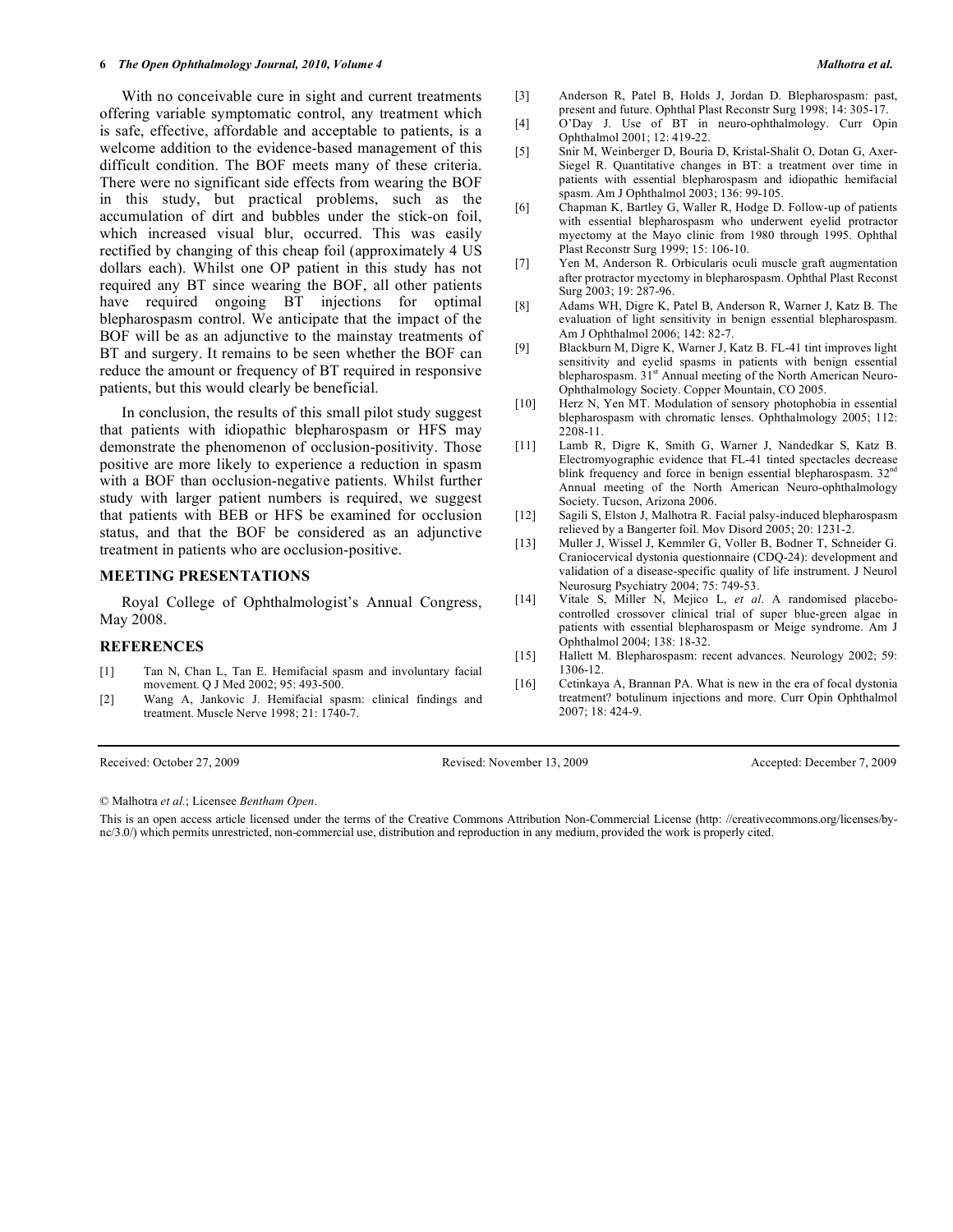With no conceivable cure in sight and current treatments offering variable symptomatic control, any treatment which is safe, effective, affordable and acceptable to patients, is a welcome addition to the evidence-based management of this difficult condition. The BOF meets many of these criteria. There were no significant side effects from wearing the BOF in this study, but practical problems, such as the accumulation of dirt and bubbles under the stick-on foil, which increased visual blur, occurred. This was easily rectified by changing of this cheap foil (approximately 4 US dollars each). Whilst one OP patient in this study has not required any BT since wearing the BOF, all other patients have required ongoing BT injections for optimal blepharospasm control. We anticipate that the impact of the BOF will be as an adjunctive to the mainstay treatments of BT and surgery. It remains to be seen whether the BOF can reduce the amount or frequency of BT required in responsive patients, but this would clearly be beneficial.

In conclusion, the results of this small pilot study suggest that patients with idiopathic blepharospasm or HFS may demonstrate the phenomenon of occlusion-positivity. Those positive are more likely to experience a reduction in spasm with a BOF than occlusion-negative patients. Whilst further study with larger patient numbers is required, we suggest that patients with BEB or HFS be examined for occlusion status, and that the BOF be considered as an adjunctive treatment in patients who are occlusion-positive.

## MEETING PRESENTATIONS

Royal College of Ophthalmologist's Annual Congress, May 2008.

## REFERENCES

[1] Tan N, Chan L, Tan E. Hemifacial spasm and involuntary facial movement. Q J Med 2002; 95: 493-500.

[2] Wang A, Jankovic J. Hemifacial spasm: clinical findings and treatment. Muscle Nerve 1998; 21: 1740-7.

[3] Anderson R, Patel B, Holds J, Jordan D. Blepharospasm: past, present and future. Ophthal Plast Reconstr Surg 1998; 14: 305-17.

[4] O'Day J. Use of BT in neuro-ophthalmology. Curr Opin Ophthalmol 2001; 12: 419-22.

[5] Snir M, Weinberger D, Bouria D, Kristal-Shalit O, Dotan G, Axer-Siegel R. Quantitative changes in BT: a treatment over time in patients with essential blepharospasm and idiopathic hemifacial spasm. Am J Ophthalmol 2003; 136: 99-105.

[6] Chapman K, Bartley G, Waller R, Hodge D. Follow-up of patients with essential blepharospasm who underwent eyelid protractor myectomy at the Mayo clinic from 1980 through 1995. Ophthal Plast Reconstr Surg 1999; 15: 106-10.

[7] Yen M, Anderson R. Orbicularis oculi muscle graft augmentation after protractor myectomy in blepharospasm. Ophthal Plast Reconst Surg 2003; 19: 287-96.

[8] Adams WH, Digre K, Patel B, Anderson R, Warner J, Katz B. The evaluation of light sensitivity in benign essential blepharospasm. Am J Ophthalmol 2006; 142: 82-7.

[9] Blackburn M, Digre K, Warner J, Katz B. FL-41 tint improves light sensitivity and eyelid spasms in patients with benign essential blepharospasm. 31st Annual meeting of the North American Neuro-Ophthalmology Society. Copper Mountain, CO 2005.

[10] Herz N, Yen MT. Modulation of sensory photophobia in essential blepharospasm with chromatic lenses. Ophthalmology 2005; 112: 2208-11.

[11] Lamb R, Digre K, Smith G, Warner J, Nandedkar S, Katz B. Electromyographic evidence that FL-41 tinted spectacles decrease blink frequency and force in benign essential blepharospasm. 32nd Annual meeting of the North American Neuro-ophthalmology Society. Tucson, Arizona 2006.

[12] Sagili S, Elston J, Malhotra R. Facial palsy-induced blepharospasm relieved by a Bangerter foil. Mov Disord 2005; 20: 1231-2.

[13] Muller J, Wissel J, Kemmler G, Voller B, Bodner T, Schneider G. Craniocervical dystonia questionnaire (CDQ-24): development and validation of a disease-specific quality of life instrument. J Neurol Neurosurg Psychiatry 2004; 75: 749-53.

[14] Vitale S, Miller N, Mejico L, *et al*. A randomised placebo-controlled crossover clinical trial of super blue-green algae in patients with essential blepharospasm or Meige syndrome. Am J Ophthalmol 2004; 138: 18-32.

[15] Hallett M. Blepharospasm: recent advances. Neurology 2002; 59: 1306-12.

[16] Cetinkaya A, Brannan PA. What is new in the era of focal dystonia treatment? botulinum injections and more. Curr Opin Ophthalmol 2007; 18: 424-9.

Received: October 27, 2009 Revised: November 13, 2009 Accepted: December 7, 2009

© Malhotra *et al.*; Licensee *Bentham Open*.

This is an open access article licensed under the terms of the Creative Commons Attribution Non-Commercial License (http: //creativecommons.org/licenses/by-nc/3.0/) which permits unrestricted, non-commercial use, distribution and reproduction in any medium, provided the work is properly cited.